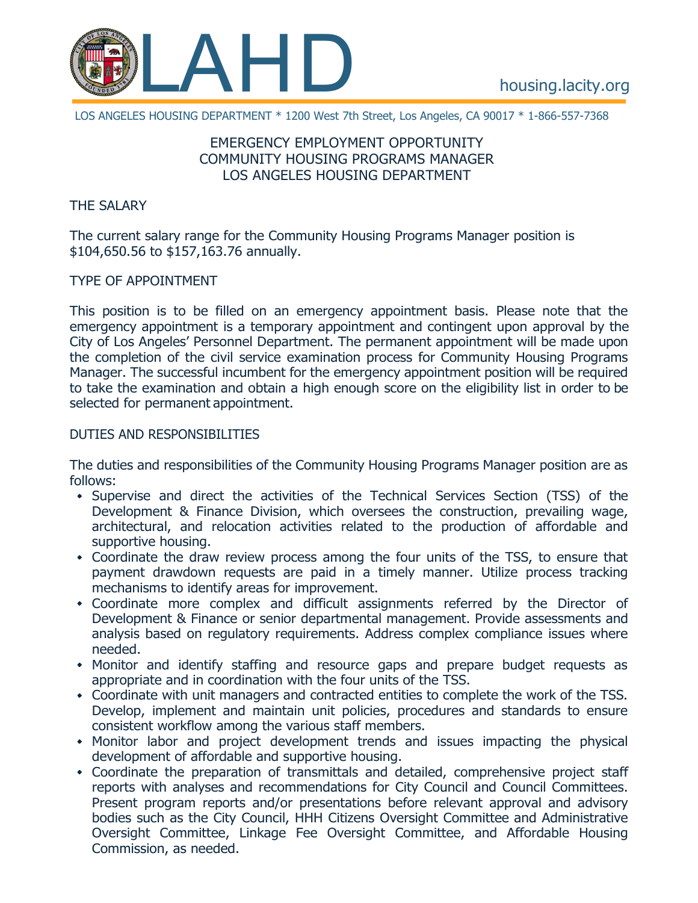# LAHD

housing.lacity.org

LOS ANGELES HOUSING DEPARTMENT * 1200 West 7th Street, Los Angeles, CA 90017 * 1-866-557-7368

EMERGENCY EMPLOYMENT OPPORTUNITY
COMMUNITY HOUSING PROGRAMS MANAGER
LOS ANGELES HOUSING DEPARTMENT

## THE SALARY

The current salary range for the Community Housing Programs Manager position is $104,650.56 to $157,163.76 annually.

## TYPE OF APPOINTMENT

This position is to be filled on an emergency appointment basis. Please note that the emergency appointment is a temporary appointment and contingent upon approval by the City of Los Angeles' Personnel Department. The permanent appointment will be made upon the completion of the civil service examination process for Community Housing Programs Manager. The successful incumbent for the emergency appointment position will be required to take the examination and obtain a high enough score on the eligibility list in order to be selected for permanent appointment.

## DUTIES AND RESPONSIBILITIES

The duties and responsibilities of the Community Housing Programs Manager position are as follows:

- Supervise and direct the activities of the Technical Services Section (TSS) of the Development & Finance Division, which oversees the construction, prevailing wage, architectural, and relocation activities related to the production of affordable and supportive housing.
- Coordinate the draw review process among the four units of the TSS, to ensure that payment drawdown requests are paid in a timely manner. Utilize process tracking mechanisms to identify areas for improvement.
- Coordinate more complex and difficult assignments referred by the Director of Development & Finance or senior departmental management. Provide assessments and analysis based on regulatory requirements. Address complex compliance issues where needed.
- Monitor and identify staffing and resource gaps and prepare budget requests as appropriate and in coordination with the four units of the TSS.
- Coordinate with unit managers and contracted entities to complete the work of the TSS. Develop, implement and maintain unit policies, procedures and standards to ensure consistent workflow among the various staff members.
- Monitor labor and project development trends and issues impacting the physical development of affordable and supportive housing.
- Coordinate the preparation of transmittals and detailed, comprehensive project staff reports with analyses and recommendations for City Council and Council Committees. Present program reports and/or presentations before relevant approval and advisory bodies such as the City Council, HHH Citizens Oversight Committee and Administrative Oversight Committee, Linkage Fee Oversight Committee, and Affordable Housing Commission, as needed.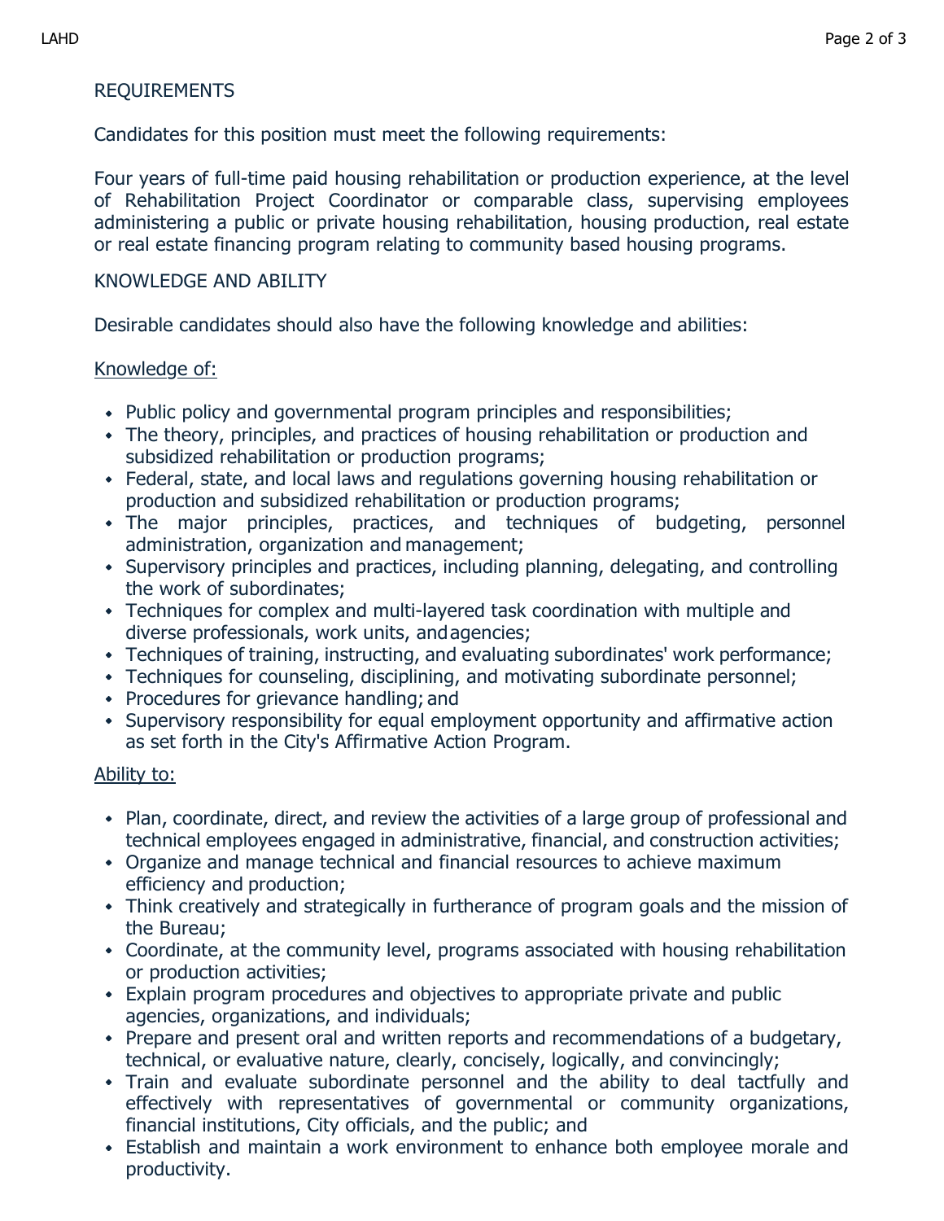## REQUIREMENTS

Candidates for this position must meet the following requirements:

Four years of full-time paid housing rehabilitation or production experience, at the level of Rehabilitation Project Coordinator or comparable class, supervising employees administering a public or private housing rehabilitation, housing production, real estate or real estate financing program relating to community based housing programs.

## KNOWLEDGE AND ABILITY

Desirable candidates should also have the following knowledge and abilities:

Knowledge of:

- Public policy and governmental program principles and responsibilities;
- The theory, principles, and practices of housing rehabilitation or production and subsidized rehabilitation or production programs;
- Federal, state, and local laws and regulations governing housing rehabilitation or production and subsidized rehabilitation or production programs;
- The major principles, practices, and techniques of budgeting, personnel administration, organization and management;
- Supervisory principles and practices, including planning, delegating, and controlling the work of subordinates;
- Techniques for complex and multi-layered task coordination with multiple and diverse professionals, work units, and agencies;
- Techniques of training, instructing, and evaluating subordinates' work performance;
- Techniques for counseling, disciplining, and motivating subordinate personnel;
- Procedures for grievance handling; and
- Supervisory responsibility for equal employment opportunity and affirmative action as set forth in the City's Affirmative Action Program.

Ability to:

- Plan, coordinate, direct, and review the activities of a large group of professional and technical employees engaged in administrative, financial, and construction activities;
- Organize and manage technical and financial resources to achieve maximum efficiency and production;
- Think creatively and strategically in furtherance of program goals and the mission of the Bureau;
- Coordinate, at the community level, programs associated with housing rehabilitation or production activities;
- Explain program procedures and objectives to appropriate private and public agencies, organizations, and individuals;
- Prepare and present oral and written reports and recommendations of a budgetary, technical, or evaluative nature, clearly, concisely, logically, and convincingly;
- Train and evaluate subordinate personnel and the ability to deal tactfully and effectively with representatives of governmental or community organizations, financial institutions, City officials, and the public; and
- Establish and maintain a work environment to enhance both employee morale and productivity.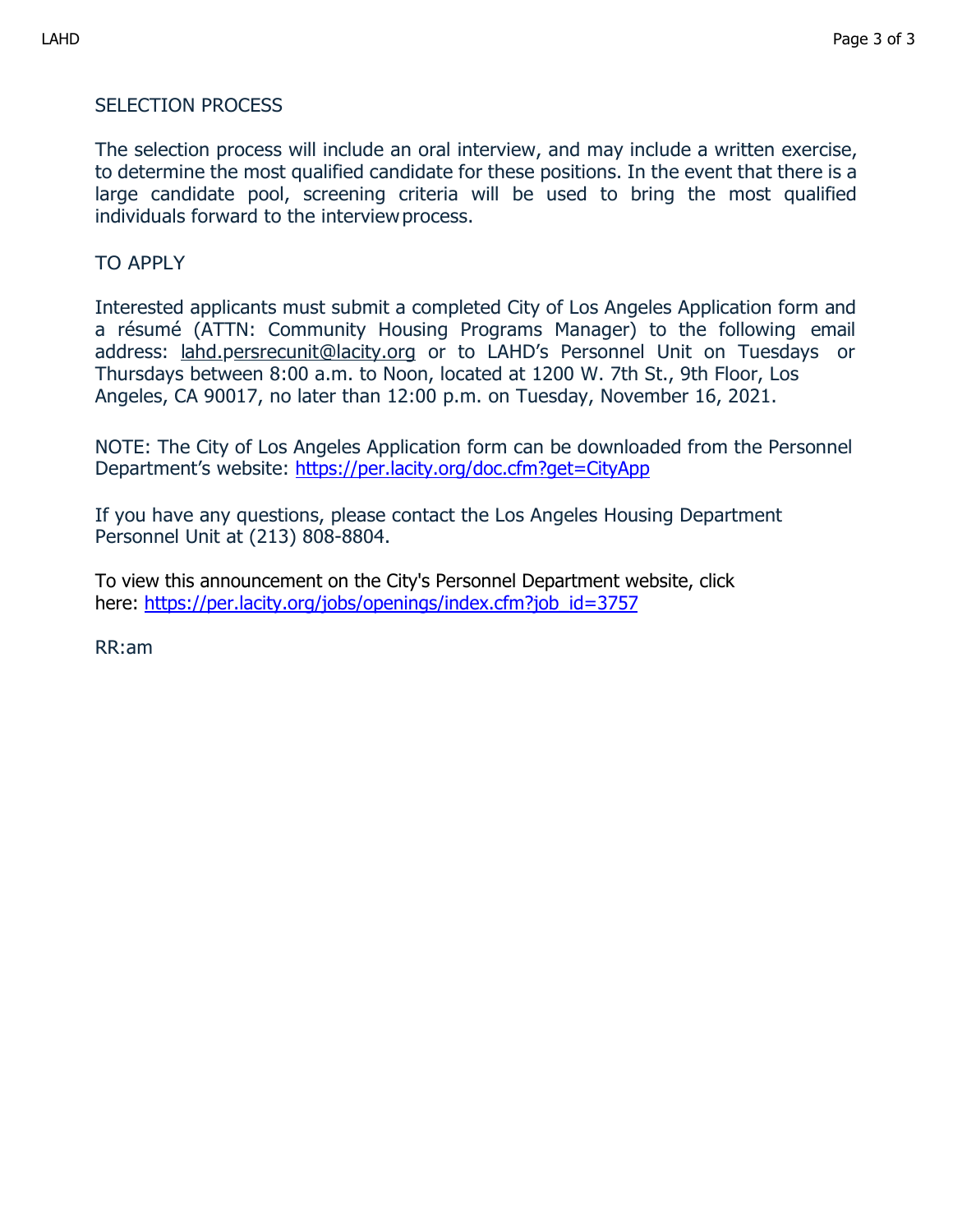## SELECTION PROCESS

The selection process will include an oral interview, and may include a written exercise, to determine the most qualified candidate for these positions. In the event that there is a large candidate pool, screening criteria will be used to bring the most qualified individuals forward to the interview process.

## TO APPLY

Interested applicants must submit a completed City of Los Angeles Application form and a résumé (ATTN: Community Housing Programs Manager) to the following email address: lahd.persrecunit@lacity.org or to LAHD's Personnel Unit on Tuesdays or Thursdays between 8:00 a.m. to Noon, located at 1200 W. 7th St., 9th Floor, Los Angeles, CA 90017, no later than 12:00 p.m. on Tuesday, November 16, 2021.

NOTE: The City of Los Angeles Application form can be downloaded from the Personnel Department's website: https://per.lacity.org/doc.cfm?get=CityApp

If you have any questions, please contact the Los Angeles Housing Department Personnel Unit at (213) 808-8804.

To view this announcement on the City's Personnel Department website, click here: https://per.lacity.org/jobs/openings/index.cfm?job_id=3757

RR:am